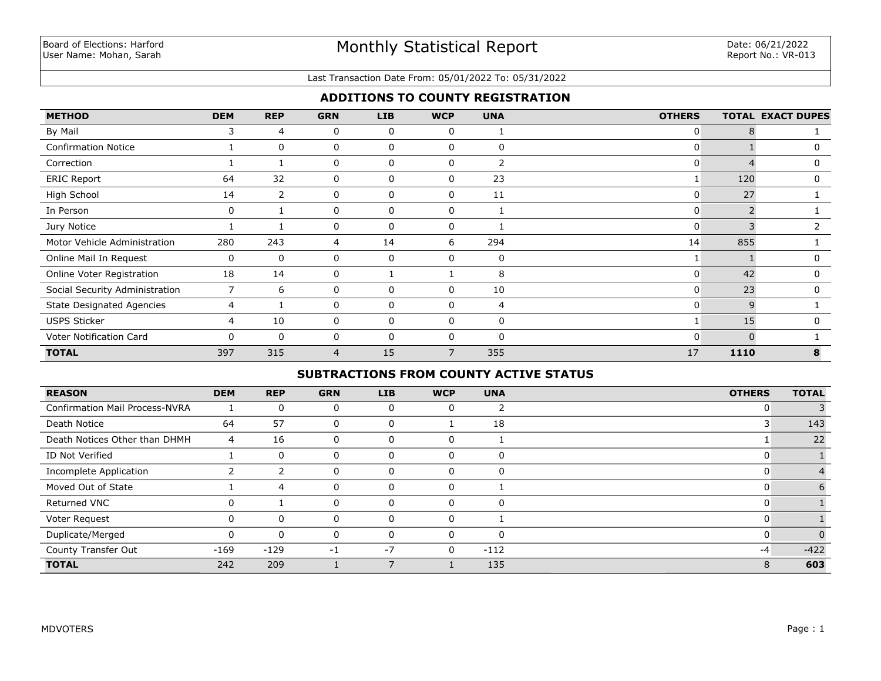Board of Elections: Harford
User Name: Mohan, Sarah

# Monthly Statistical Report

Date: 06/21/2022
Report No.: VR-013

Last Transaction Date From: 05/01/2022 To: 05/31/2022

## ADDITIONS TO COUNTY REGISTRATION

| METHOD | DEM | REP | GRN | LIB | WCP | UNA | OTHERS | TOTAL | EXACT DUPES |
|---|---|---|---|---|---|---|---|---|---|
| By Mail | 3 | 4 | 0 | 0 | 0 | 1 | 0 | 8 | 1 |
| Confirmation Notice | 1 | 0 | 0 | 0 | 0 | 0 | 0 | 1 | 0 |
| Correction | 1 | 1 | 0 | 0 | 0 | 2 | 0 | 4 | 0 |
| ERIC Report | 64 | 32 | 0 | 0 | 0 | 23 | 1 | 120 | 0 |
| High School | 14 | 2 | 0 | 0 | 0 | 11 | 0 | 27 | 1 |
| In Person | 0 | 1 | 0 | 0 | 0 | 1 | 0 | 2 | 1 |
| Jury Notice | 1 | 1 | 0 | 0 | 0 | 1 | 0 | 3 | 2 |
| Motor Vehicle Administration | 280 | 243 | 4 | 14 | 6 | 294 | 14 | 855 | 1 |
| Online Mail In Request | 0 | 0 | 0 | 0 | 0 | 0 | 1 | 1 | 0 |
| Online Voter Registration | 18 | 14 | 0 | 1 | 1 | 8 | 0 | 42 | 0 |
| Social Security Administration | 7 | 6 | 0 | 0 | 0 | 10 | 0 | 23 | 0 |
| State Designated Agencies | 4 | 1 | 0 | 0 | 0 | 4 | 0 | 9 | 1 |
| USPS Sticker | 4 | 10 | 0 | 0 | 0 | 0 | 1 | 15 | 0 |
| Voter Notification Card | 0 | 0 | 0 | 0 | 0 | 0 | 0 | 0 | 1 |
| **TOTAL** | 397 | 315 | 4 | 15 | 7 | 355 | 17 | **1110** | **8** |

## SUBTRACTIONS FROM COUNTY ACTIVE STATUS

| REASON | DEM | REP | GRN | LIB | WCP | UNA | OTHERS | TOTAL |
|---|---|---|---|---|---|---|---|---|
| Confirmation Mail Process-NVRA | 1 | 0 | 0 | 0 | 0 | 2 | 0 | 3 |
| Death Notice | 64 | 57 | 0 | 0 | 1 | 18 | 3 | 143 |
| Death Notices Other than DHMH | 4 | 16 | 0 | 0 | 0 | 1 | 1 | 22 |
| ID Not Verified | 1 | 0 | 0 | 0 | 0 | 0 | 0 | 1 |
| Incomplete Application | 2 | 2 | 0 | 0 | 0 | 0 | 0 | 4 |
| Moved Out of State | 1 | 4 | 0 | 0 | 0 | 1 | 0 | 6 |
| Returned VNC | 0 | 1 | 0 | 0 | 0 | 0 | 0 | 1 |
| Voter Request | 0 | 0 | 0 | 0 | 0 | 1 | 0 | 1 |
| Duplicate/Merged | 0 | 0 | 0 | 0 | 0 | 0 | 0 | 0 |
| County Transfer Out | -169 | -129 | -1 | -7 | 0 | -112 | -4 | -422 |
| **TOTAL** | 242 | 209 | 1 | 7 | 1 | 135 | 8 | **603** |

MDVOTERS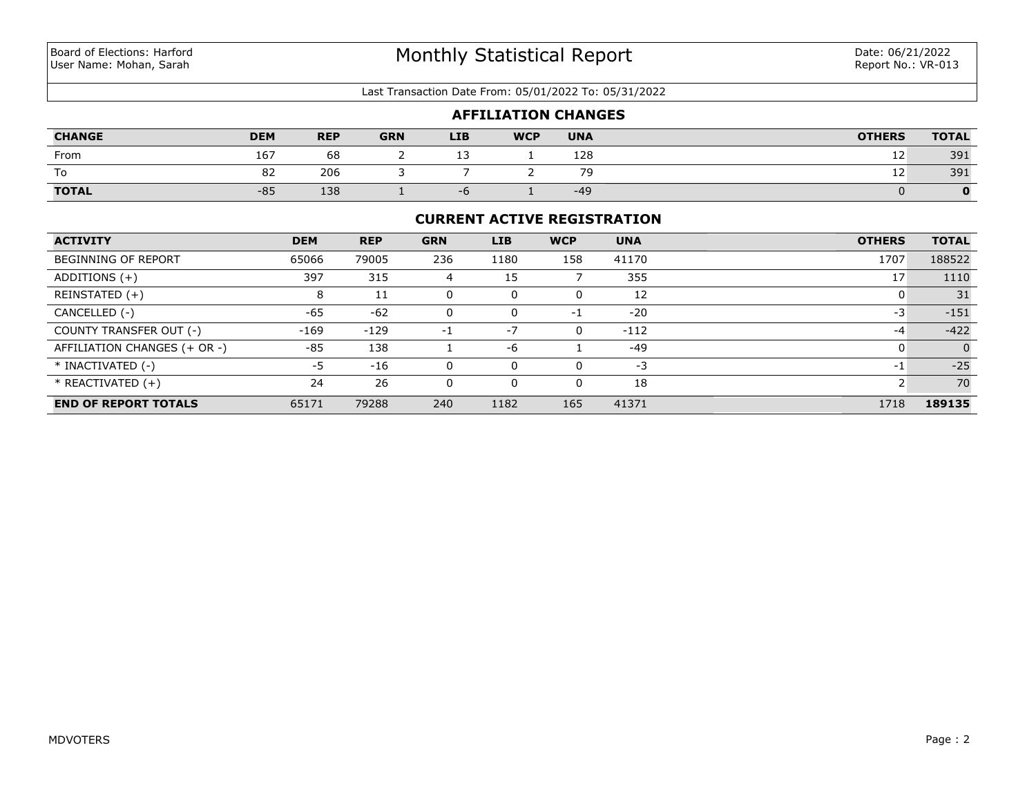Board of Elections: Harford
User Name: Mohan, Sarah

# Monthly Statistical Report

Date: 06/21/2022
Report No.: VR-013

Last Transaction Date From: 05/01/2022 To: 05/31/2022

## AFFILIATION CHANGES

| CHANGE | DEM | REP | GRN | LIB | WCP | UNA | OTHERS | TOTAL |
|---|---|---|---|---|---|---|---|---|
| From | 167 | 68 | 2 | 13 | 1 | 128 | 12 | 391 |
| To | 82 | 206 | 3 | 7 | 2 | 79 | 12 | 391 |
| **TOTAL** | -85 | 138 | 1 | -6 | 1 | -49 | 0 | **0** |

## CURRENT ACTIVE REGISTRATION

| ACTIVITY | DEM | REP | GRN | LIB | WCP | UNA | OTHERS | TOTAL |
|---|---|---|---|---|---|---|---|---|
| BEGINNING OF REPORT | 65066 | 79005 | 236 | 1180 | 158 | 41170 | 1707 | 188522 |
| ADDITIONS (+) | 397 | 315 | 4 | 15 | 7 | 355 | 17 | 1110 |
| REINSTATED (+) | 8 | 11 | 0 | 0 | 0 | 12 | 0 | 31 |
| CANCELLED (-) | -65 | -62 | 0 | 0 | -1 | -20 | -3 | -151 |
| COUNTY TRANSFER OUT (-) | -169 | -129 | -1 | -7 | 0 | -112 | -4 | -422 |
| AFFILIATION CHANGES (+ OR -) | -85 | 138 | 1 | -6 | 1 | -49 | 0 | 0 |
| * INACTIVATED (-) | -5 | -16 | 0 | 0 | 0 | -3 | -1 | -25 |
| * REACTIVATED (+) | 24 | 26 | 0 | 0 | 0 | 18 | 2 | 70 |
| **END OF REPORT TOTALS** | 65171 | 79288 | 240 | 1182 | 165 | 41371 | 1718 | **189135** |

MDVOTERS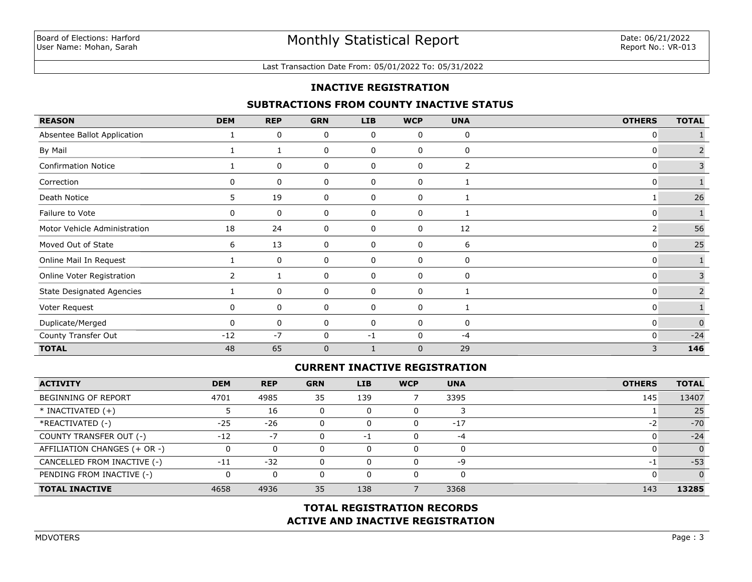Board of Elections: Harford
User Name: Mohan, Sarah

# Monthly Statistical Report

Date: 06/21/2022
Report No.: VR-013

Last Transaction Date From: 05/01/2022 To: 05/31/2022

## INACTIVE REGISTRATION

### SUBTRACTIONS FROM COUNTY INACTIVE STATUS

| REASON | DEM | REP | GRN | LIB | WCP | UNA | OTHERS | TOTAL |
|---|---|---|---|---|---|---|---|---|
| Absentee Ballot Application | 1 | 0 | 0 | 0 | 0 | 0 | 0 | 1 |
| By Mail | 1 | 1 | 0 | 0 | 0 | 0 | 0 | 2 |
| Confirmation Notice | 1 | 0 | 0 | 0 | 0 | 2 | 0 | 3 |
| Correction | 0 | 0 | 0 | 0 | 0 | 1 | 0 | 1 |
| Death Notice | 5 | 19 | 0 | 0 | 0 | 1 | 1 | 26 |
| Failure to Vote | 0 | 0 | 0 | 0 | 0 | 1 | 0 | 1 |
| Motor Vehicle Administration | 18 | 24 | 0 | 0 | 0 | 12 | 2 | 56 |
| Moved Out of State | 6 | 13 | 0 | 0 | 0 | 6 | 0 | 25 |
| Online Mail In Request | 1 | 0 | 0 | 0 | 0 | 0 | 0 | 1 |
| Online Voter Registration | 2 | 1 | 0 | 0 | 0 | 0 | 0 | 3 |
| State Designated Agencies | 1 | 0 | 0 | 0 | 0 | 1 | 0 | 2 |
| Voter Request | 0 | 0 | 0 | 0 | 0 | 1 | 0 | 1 |
| Duplicate/Merged | 0 | 0 | 0 | 0 | 0 | 0 | 0 | 0 |
| County Transfer Out | -12 | -7 | 0 | -1 | 0 | -4 | 0 | -24 |
| **TOTAL** | 48 | 65 | 0 | 1 | 0 | 29 | 3 | **146** |

### CURRENT INACTIVE REGISTRATION

| ACTIVITY | DEM | REP | GRN | LIB | WCP | UNA | OTHERS | TOTAL |
|---|---|---|---|---|---|---|---|---|
| BEGINNING OF REPORT | 4701 | 4985 | 35 | 139 | 7 | 3395 | 145 | 13407 |
| * INACTIVATED (+) | 5 | 16 | 0 | 0 | 0 | 3 | 1 | 25 |
| *REACTIVATED (-) | -25 | -26 | 0 | 0 | 0 | -17 | -2 | -70 |
| COUNTY TRANSFER OUT (-) | -12 | -7 | 0 | -1 | 0 | -4 | 0 | -24 |
| AFFILIATION CHANGES (+ OR -) | 0 | 0 | 0 | 0 | 0 | 0 | 0 | 0 |
| CANCELLED FROM INACTIVE (-) | -11 | -32 | 0 | 0 | 0 | -9 | -1 | -53 |
| PENDING FROM INACTIVE (-) | 0 | 0 | 0 | 0 | 0 | 0 | 0 | 0 |
| **TOTAL INACTIVE** | 4658 | 4936 | 35 | 138 | 7 | 3368 | 143 | **13285** |

## TOTAL REGISTRATION RECORDS
## ACTIVE AND INACTIVE REGISTRATION

MDVOTERS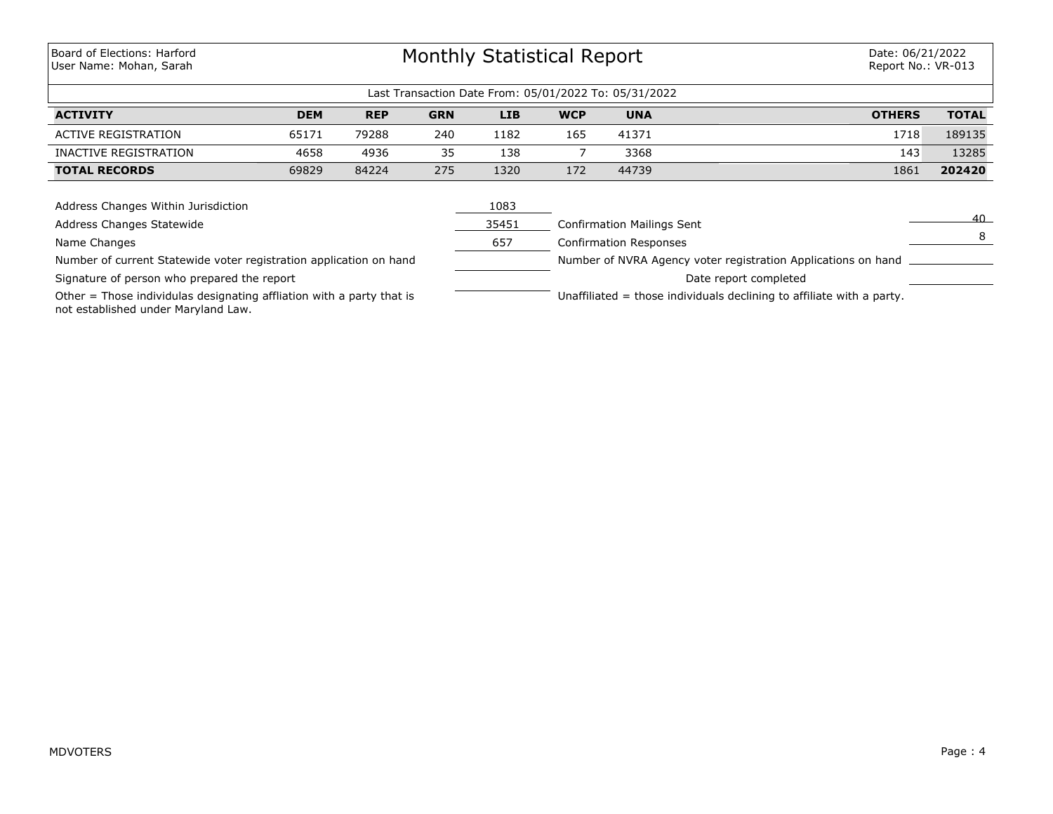Board of Elections: Harford
User Name: Mohan, Sarah

# Monthly Statistical Report

Date: 06/21/2022
Report No.: VR-013

Last Transaction Date From: 05/01/2022 To: 05/31/2022

| ACTIVITY | DEM | REP | GRN | LIB | WCP | UNA | | OTHERS | TOTAL |
|---|---|---|---|---|---|---|---|---|---|
| ACTIVE REGISTRATION | 65171 | 79288 | 240 | 1182 | 165 | 41371 | | 1718 | 189135 |
| INACTIVE REGISTRATION | 4658 | 4936 | 35 | 138 | 7 | 3368 | | 143 | 13285 |
| **TOTAL RECORDS** | 69829 | 84224 | 275 | 1320 | 172 | 44739 | | 1861 | **202420** |

| | | | |
|---|---|---|---|
| Address Changes Within Jurisdiction | 1083 | | |
| Address Changes Statewide | 35451 | Confirmation Mailings Sent | 40 |
| Name Changes | 657 | Confirmation Responses | 8 |
| Number of current Statewide voter registration application on hand | | Number of NVRA Agency voter registration Applications on hand | |
| Signature of person who prepared the report | | Date report completed | |

Other = Those individulas designating affliation with a party that is not established under Maryland Law.

Unaffiliated = those individuals declining to affiliate with a party.

MDVOTERS